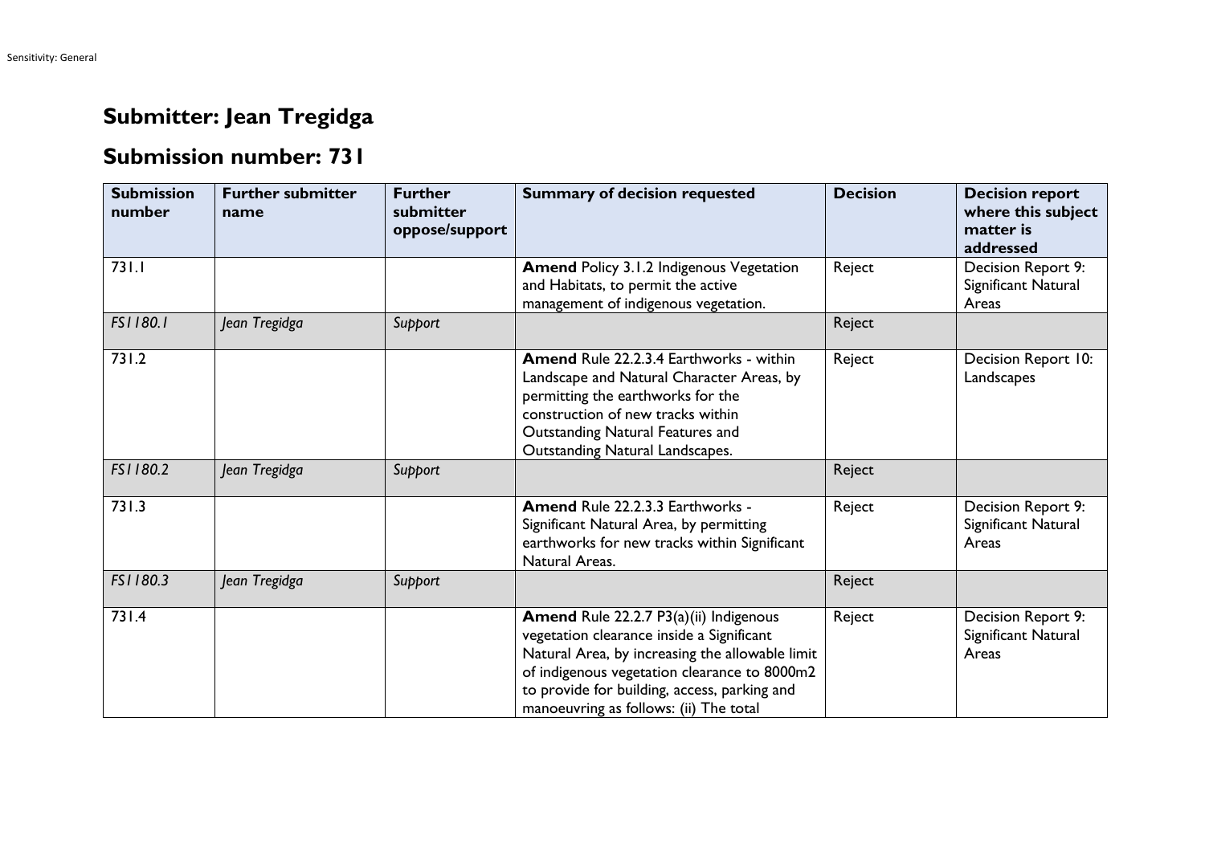# Submitter: Jean Tregidga

## Submission number: 731

| Submission number | Further submitter name | Further submitter oppose/support | Summary of decision requested | Decision | Decision report where this subject matter is addressed |
|---|---|---|---|---|---|
| 731.1 | | | **Amend** Policy 3.1.2 Indigenous Vegetation and Habitats, to permit the active management of indigenous vegetation. | Reject | Decision Report 9: Significant Natural Areas |
| *FS1180.1* | *Jean Tregidga* | *Support* | | Reject | |
| 731.2 | | | **Amend** Rule 22.2.3.4 Earthworks - within Landscape and Natural Character Areas, by permitting the earthworks for the construction of new tracks within Outstanding Natural Features and Outstanding Natural Landscapes. | Reject | Decision Report 10: Landscapes |
| *FS1180.2* | *Jean Tregidga* | *Support* | | Reject | |
| 731.3 | | | **Amend** Rule 22.2.3.3 Earthworks - Significant Natural Area, by permitting earthworks for new tracks within Significant Natural Areas. | Reject | Decision Report 9: Significant Natural Areas |
| *FS1180.3* | *Jean Tregidga* | *Support* | | Reject | |
| 731.4 | | | **Amend** Rule 22.2.7 P3(a)(ii) Indigenous vegetation clearance inside a Significant Natural Area, by increasing the allowable limit of indigenous vegetation clearance to 8000m2 to provide for building, access, parking and manoeuvring as follows: (ii) The total | Reject | Decision Report 9: Significant Natural Areas |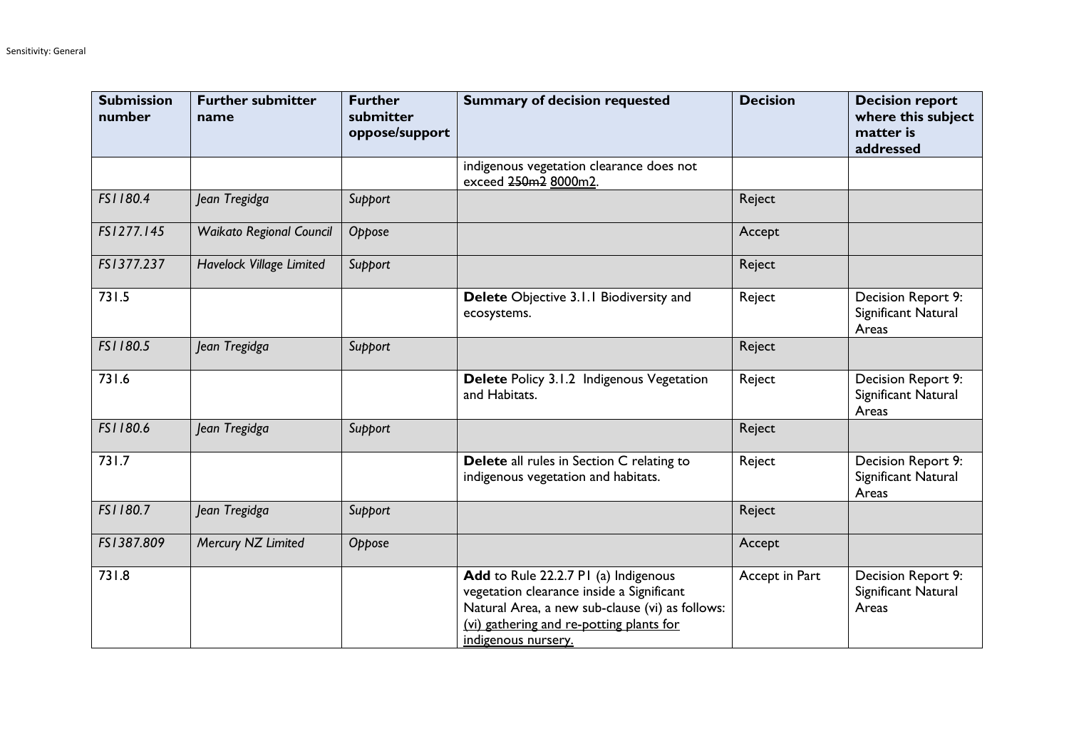| Submission number | Further submitter name | Further submitter oppose/support | Summary of decision requested | Decision | Decision report where this subject matter is addressed |
|---|---|---|---|---|---|
| | | | indigenous vegetation clearance does not exceed ~~250m2~~ <u>8000m2</u>. | | |
| *FS1180.4* | *Jean Tregidga* | *Support* | | Reject | |
| *FS1277.145* | *Waikato Regional Council* | *Oppose* | | Accept | |
| *FS1377.237* | *Havelock Village Limited* | *Support* | | Reject | |
| 731.5 | | | **Delete** Objective 3.1.1 Biodiversity and ecosystems. | Reject | Decision Report 9: Significant Natural Areas |
| *FS1180.5* | *Jean Tregidga* | *Support* | | Reject | |
| 731.6 | | | **Delete** Policy 3.1.2 Indigenous Vegetation and Habitats. | Reject | Decision Report 9: Significant Natural Areas |
| *FS1180.6* | *Jean Tregidga* | *Support* | | Reject | |
| 731.7 | | | **Delete** all rules in Section C relating to indigenous vegetation and habitats. | Reject | Decision Report 9: Significant Natural Areas |
| *FS1180.7* | *Jean Tregidga* | *Support* | | Reject | |
| *FS1387.809* | *Mercury NZ Limited* | *Oppose* | | Accept | |
| 731.8 | | | **Add** to Rule 22.2.7 P1 (a) Indigenous vegetation clearance inside a Significant Natural Area, a new sub-clause (vi) as follows: <u>(vi) gathering and re-potting plants for indigenous nursery.</u> | Accept in Part | Decision Report 9: Significant Natural Areas |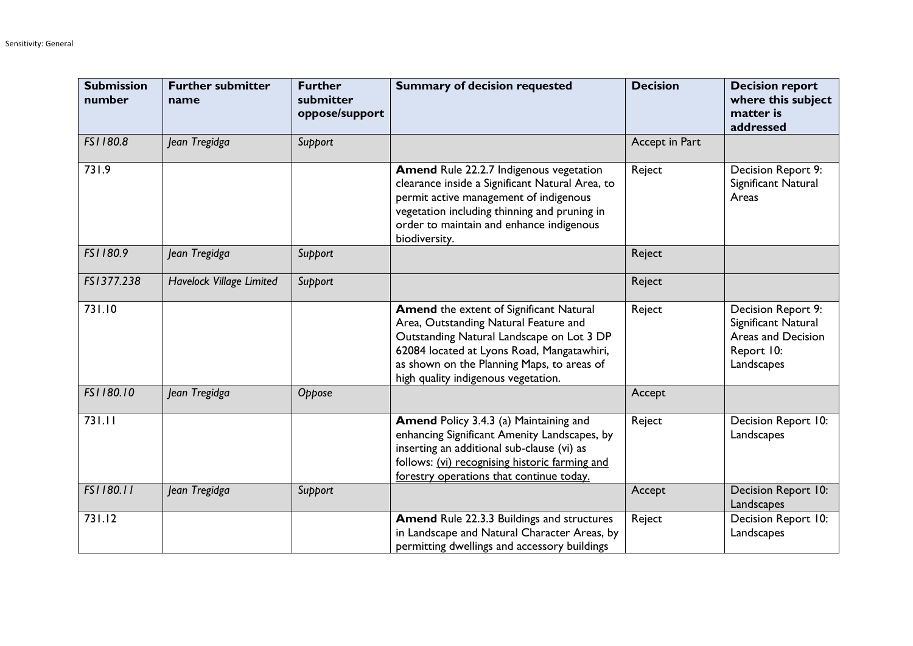| Submission number | Further submitter name | Further submitter oppose/support | Summary of decision requested | Decision | Decision report where this subject matter is addressed |
|---|---|---|---|---|---|
| *FS1180.8* | *Jean Tregidga* | *Support* | | Accept in Part | |
| 731.9 | | | **Amend** Rule 22.2.7 Indigenous vegetation clearance inside a Significant Natural Area, to permit active management of indigenous vegetation including thinning and pruning in order to maintain and enhance indigenous biodiversity. | Reject | Decision Report 9: Significant Natural Areas |
| *FS1180.9* | *Jean Tregidga* | *Support* | | Reject | |
| *FS1377.238* | *Havelock Village Limited* | *Support* | | Reject | |
| 731.10 | | | **Amend** the extent of Significant Natural Area, Outstanding Natural Feature and Outstanding Natural Landscape on Lot 3 DP 62084 located at Lyons Road, Mangatawhiri, as shown on the Planning Maps, to areas of high quality indigenous vegetation. | Reject | Decision Report 9: Significant Natural Areas and Decision Report 10: Landscapes |
| *FS1180.10* | *Jean Tregidga* | *Oppose* | | Accept | |
| 731.11 | | | **Amend** Policy 3.4.3 (a) Maintaining and enhancing Significant Amenity Landscapes, by inserting an additional sub-clause (vi) as follows: <u>(vi) recognising historic farming and forestry operations that continue today.</u> | Reject | Decision Report 10: Landscapes |
| *FS1180.11* | *Jean Tregidga* | *Support* | | Accept | Decision Report 10: Landscapes |
| 731.12 | | | **Amend** Rule 22.3.3 Buildings and structures in Landscape and Natural Character Areas, by permitting dwellings and accessory buildings | Reject | Decision Report 10: Landscapes |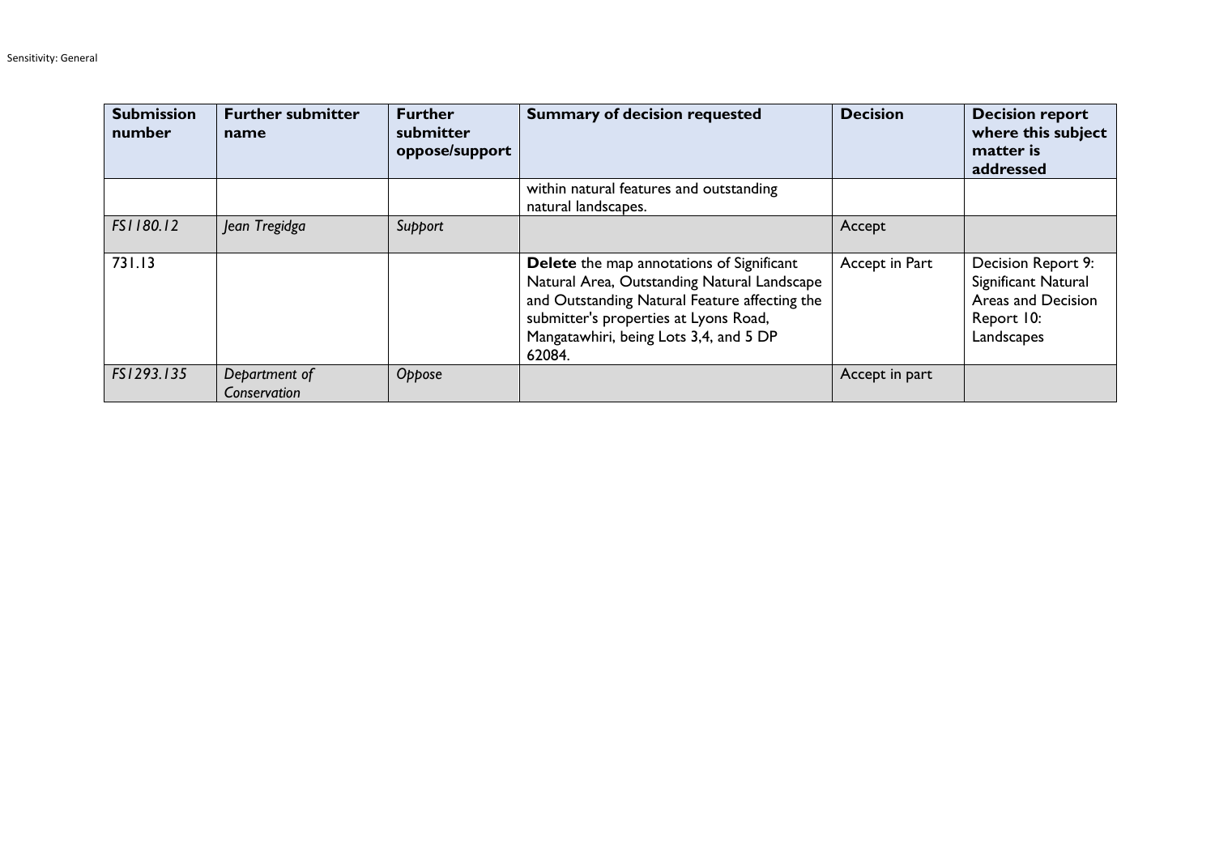| Submission number | Further submitter name | Further submitter oppose/support | Summary of decision requested | Decision | Decision report where this subject matter is addressed |
|---|---|---|---|---|---|
| | | | within natural features and outstanding natural landscapes. | | |
| *FS1180.12* | *Jean Tregidga* | *Support* | | Accept | |
| 731.13 | | | **Delete** the map annotations of Significant Natural Area, Outstanding Natural Landscape and Outstanding Natural Feature affecting the submitter's properties at Lyons Road, Mangatawhiri, being Lots 3,4, and 5 DP 62084. | Accept in Part | Decision Report 9: Significant Natural Areas and Decision Report 10: Landscapes |
| *FS1293.135* | *Department of Conservation* | *Oppose* | | Accept in part | |